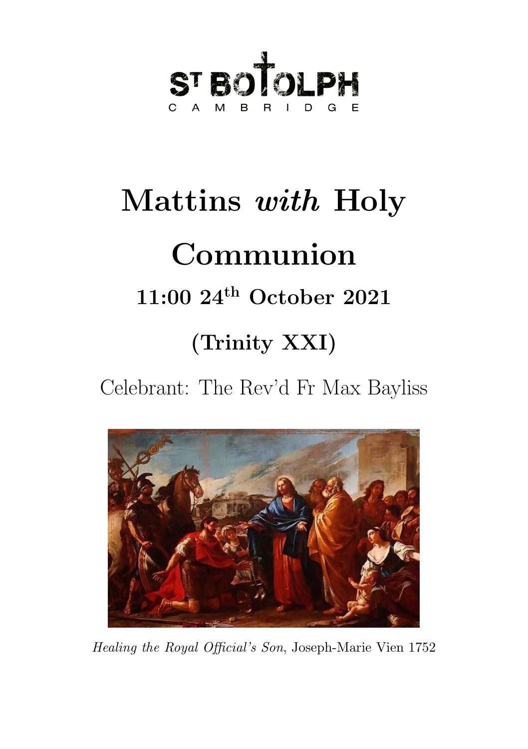ST BOTOLPH
CAMBRIDGE

# Mattins *with* Holy Communion

## 11:00 24th October 2021

## (Trinity XXI)

Celebrant: The Rev'd Fr Max Bayliss

*Healing the Royal Official's Son*, Joseph-Marie Vien 1752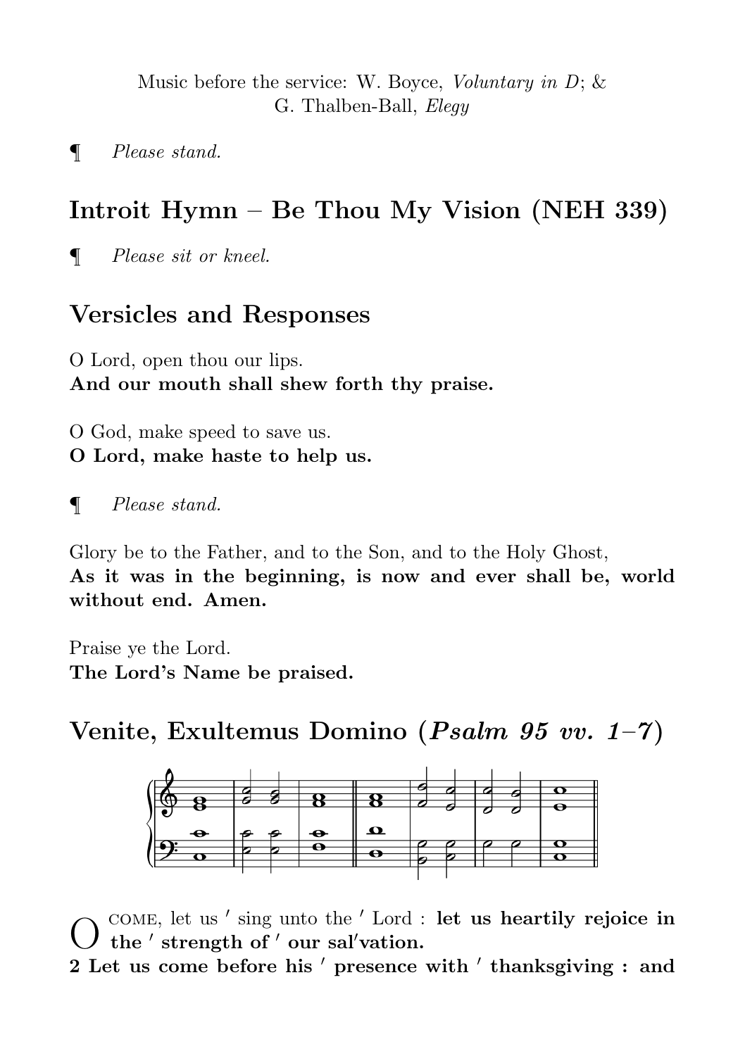Music before the service: W. Boyce, *Voluntary in D*; & G. Thalben-Ball, *Elegy*

¶ *Please stand.*

## Introit Hymn – Be Thou My Vision (NEH 339)

¶ *Please sit or kneel.*

## Versicles and Responses

O Lord, open thou our lips.
**And our mouth shall shew forth thy praise.**

O God, make speed to save us.
**O Lord, make haste to help us.**

¶ *Please stand.*

Glory be to the Father, and to the Son, and to the Holy Ghost,
**As it was in the beginning, is now and ever shall be, world without end. Amen.**

Praise ye the Lord.
**The Lord's Name be praised.**

## Venite, Exultemus Domino (*Psalm 95 vv. 1–7*)

O COME, let us ′ sing unto the ′ Lord : **let us heartily rejoice in the ′ strength of ′ our sal′vation.**
**2 Let us come before his ′ presence with ′ thanksgiving : and**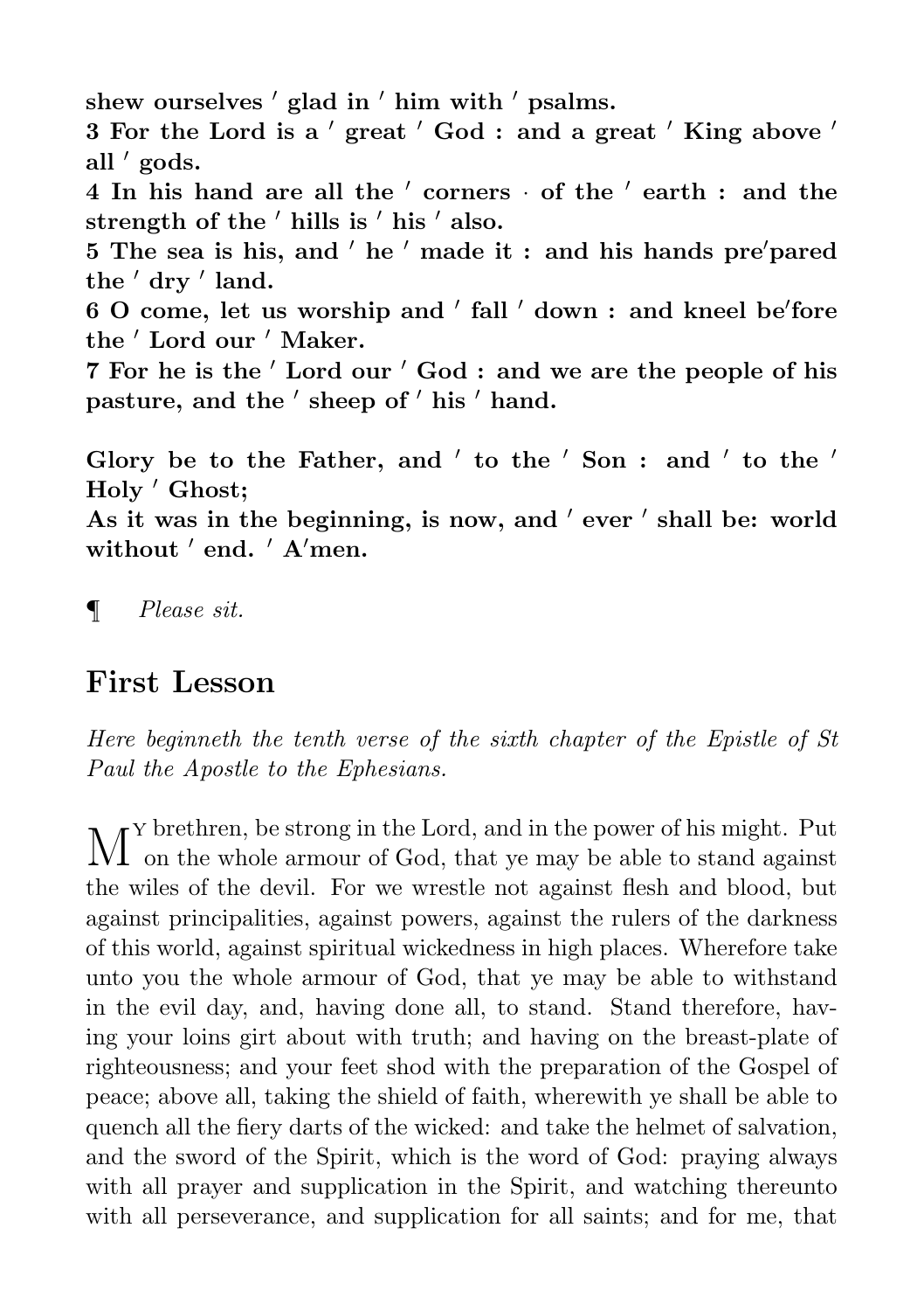**shew ourselves ˈ glad in ˈ him with ˈ psalms.**
**3 For the Lord is a ˈ great ˈ God : and a great ˈ King above ˈ all ˈ gods.**
**4 In his hand are all the ˈ corners · of the ˈ earth : and the strength of the ˈ hills is ˈ his ˈ also.**
**5 The sea is his, and ˈ he ˈ made it : and his hands preˈpared the ˈ dry ˈ land.**
**6 O come, let us worship and ˈ fall ˈ down : and kneel beˈfore the ˈ Lord our ˈ Maker.**
**7 For he is the ˈ Lord our ˈ God : and we are the people of his pasture, and the ˈ sheep of ˈ his ˈ hand.**

**Glory be to the Father, and ˈ to the ˈ Son : and ˈ to the ˈ Holy ˈ Ghost;**
**As it was in the beginning, is now, and ˈ ever ˈ shall be: world without ˈ end. ˈ Aˈmen.**

¶ *Please sit.*

## First Lesson

*Here beginneth the tenth verse of the sixth chapter of the Epistle of St Paul the Apostle to the Ephesians.*

My brethren, be strong in the Lord, and in the power of his might. Put on the whole armour of God, that ye may be able to stand against the wiles of the devil. For we wrestle not against flesh and blood, but against principalities, against powers, against the rulers of the darkness of this world, against spiritual wickedness in high places. Wherefore take unto you the whole armour of God, that ye may be able to withstand in the evil day, and, having done all, to stand. Stand therefore, having your loins girt about with truth; and having on the breast-plate of righteousness; and your feet shod with the preparation of the Gospel of peace; above all, taking the shield of faith, wherewith ye shall be able to quench all the fiery darts of the wicked: and take the helmet of salvation, and the sword of the Spirit, which is the word of God: praying always with all prayer and supplication in the Spirit, and watching thereunto with all perseverance, and supplication for all saints; and for me, that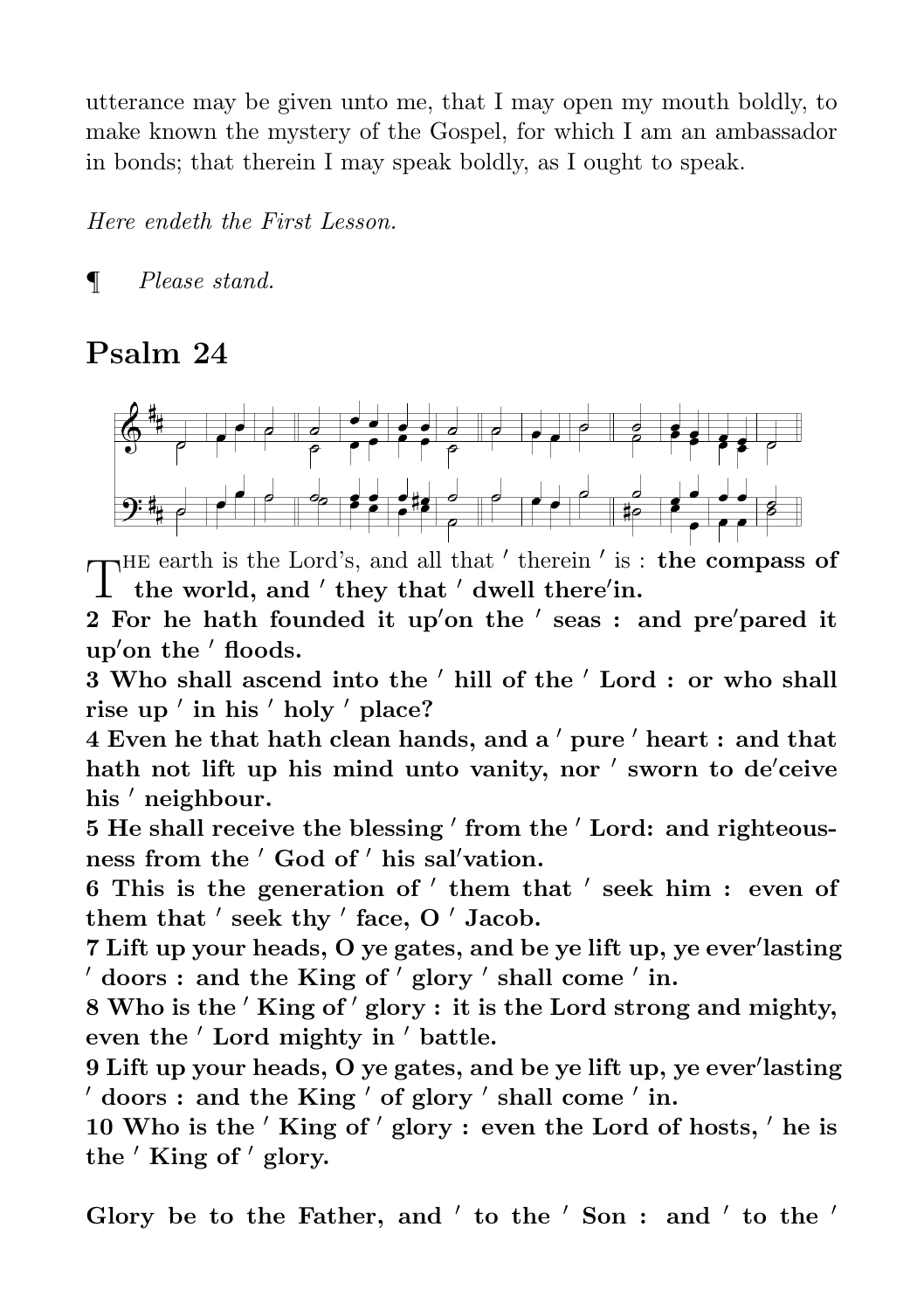utterance may be given unto me, that I may open my mouth boldly, to make known the mystery of the Gospel, for which I am an ambassador in bonds; that therein I may speak boldly, as I ought to speak.

*Here endeth the First Lesson.*

¶ *Please stand.*

## Psalm 24

THE earth is the Lord's, and all that ′ therein ′ is : **the compass of the world, and ′ they that ′ dwell there′in.**

**2 For he hath founded it up′on the ′ seas : and pre′pared it up′on the ′ floods.**

**3 Who shall ascend into the ′ hill of the ′ Lord : or who shall rise up ′ in his ′ holy ′ place?**

**4 Even he that hath clean hands, and a ′ pure ′ heart : and that hath not lift up his mind unto vanity, nor ′ sworn to de′ceive his ′ neighbour.**

**5 He shall receive the blessing ′ from the ′ Lord: and righteousness from the ′ God of ′ his sal′vation.**

**6 This is the generation of ′ them that ′ seek him : even of them that ′ seek thy ′ face, O ′ Jacob.**

**7 Lift up your heads, O ye gates, and be ye lift up, ye ever′lasting ′ doors : and the King of ′ glory ′ shall come ′ in.**

**8 Who is the ′ King of ′ glory : it is the Lord strong and mighty, even the ′ Lord mighty in ′ battle.**

**9 Lift up your heads, O ye gates, and be ye lift up, ye ever′lasting ′ doors : and the King ′ of glory ′ shall come ′ in.**

**10 Who is the ′ King of ′ glory : even the Lord of hosts, ′ he is the ′ King of ′ glory.**

**Glory be to the Father, and ′ to the ′ Son : and ′ to the ′**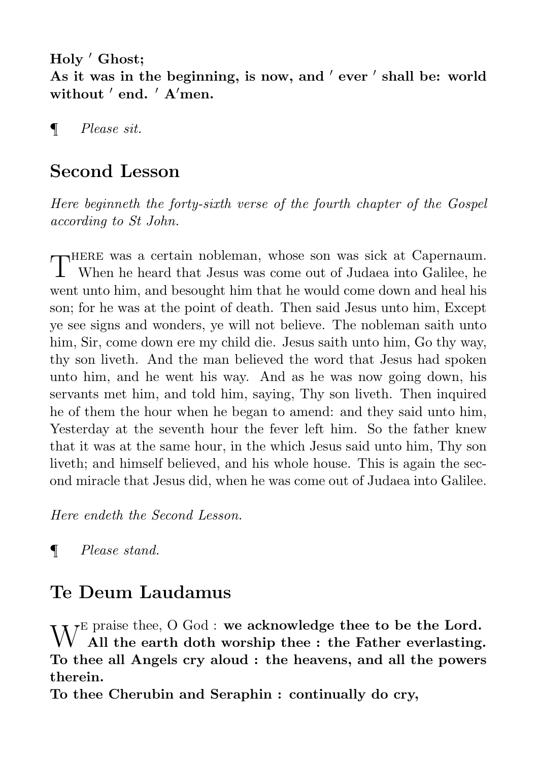**Holy ′ Ghost;**
**As it was in the beginning, is now, and ′ ever ′ shall be: world without ′ end. ′ A′men.**

¶ *Please sit.*

## Second Lesson

*Here beginneth the forty-sixth verse of the fourth chapter of the Gospel according to St John.*

THERE was a certain nobleman, whose son was sick at Capernaum. When he heard that Jesus was come out of Judaea into Galilee, he went unto him, and besought him that he would come down and heal his son; for he was at the point of death. Then said Jesus unto him, Except ye see signs and wonders, ye will not believe. The nobleman saith unto him, Sir, come down ere my child die. Jesus saith unto him, Go thy way, thy son liveth. And the man believed the word that Jesus had spoken unto him, and he went his way. And as he was now going down, his servants met him, and told him, saying, Thy son liveth. Then inquired he of them the hour when he began to amend: and they said unto him, Yesterday at the seventh hour the fever left him. So the father knew that it was at the same hour, in the which Jesus said unto him, Thy son liveth; and himself believed, and his whole house. This is again the second miracle that Jesus did, when he was come out of Judaea into Galilee.

*Here endeth the Second Lesson.*

¶ *Please stand.*

## Te Deum Laudamus

WE praise thee, O God : **we acknowledge thee to be the Lord.**
**All the earth doth worship thee : the Father everlasting.**
**To thee all Angels cry aloud : the heavens, and all the powers therein.**
**To thee Cherubin and Seraphin : continually do cry,**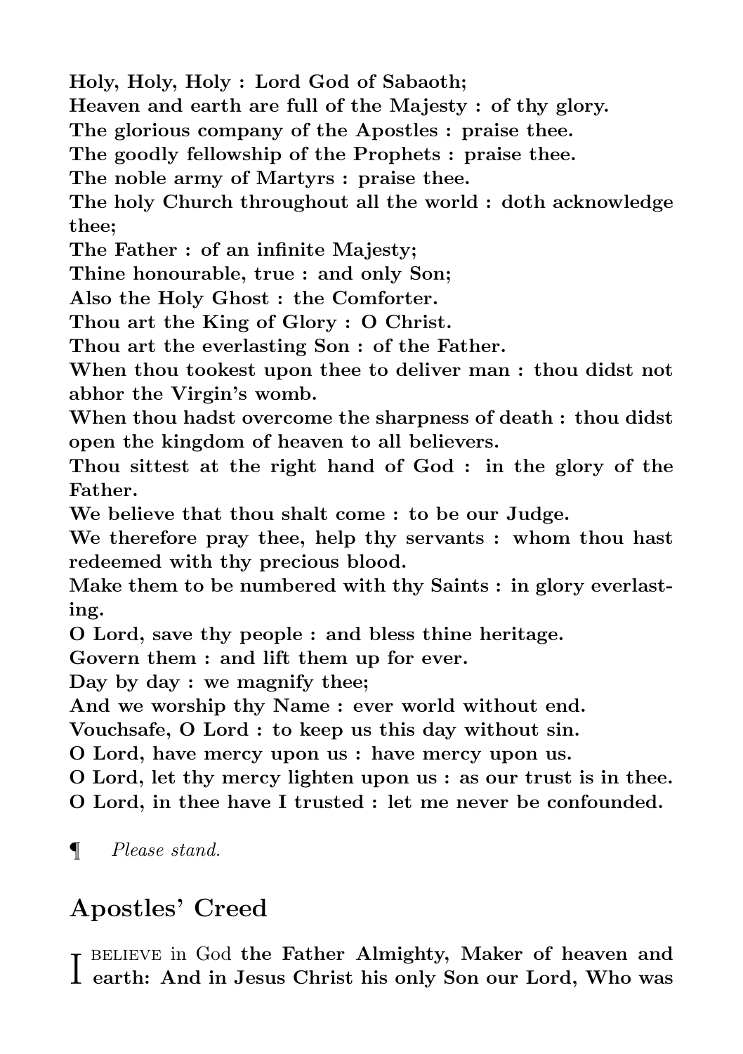**Holy, Holy, Holy : Lord God of Sabaoth;**
**Heaven and earth are full of the Majesty : of thy glory.**
**The glorious company of the Apostles : praise thee.**
**The goodly fellowship of the Prophets : praise thee.**
**The noble army of Martyrs : praise thee.**
**The holy Church throughout all the world : doth acknowledge thee;**
**The Father : of an infinite Majesty;**
**Thine honourable, true : and only Son;**
**Also the Holy Ghost : the Comforter.**
**Thou art the King of Glory : O Christ.**
**Thou art the everlasting Son : of the Father.**
**When thou tookest upon thee to deliver man : thou didst not abhor the Virgin's womb.**
**When thou hadst overcome the sharpness of death : thou didst open the kingdom of heaven to all believers.**
**Thou sittest at the right hand of God : in the glory of the Father.**
**We believe that thou shalt come : to be our Judge.**
**We therefore pray thee, help thy servants : whom thou hast redeemed with thy precious blood.**
**Make them to be numbered with thy Saints : in glory everlasting.**
**O Lord, save thy people : and bless thine heritage.**
**Govern them : and lift them up for ever.**
**Day by day : we magnify thee;**
**And we worship thy Name : ever world without end.**
**Vouchsafe, O Lord : to keep us this day without sin.**
**O Lord, have mercy upon us : have mercy upon us.**
**O Lord, let thy mercy lighten upon us : as our trust is in thee.**
**O Lord, in thee have I trusted : let me never be confounded.**

¶ *Please stand.*

## Apostles' Creed

I BELIEVE in God **the Father Almighty, Maker of heaven and earth: And in Jesus Christ his only Son our Lord, Who was**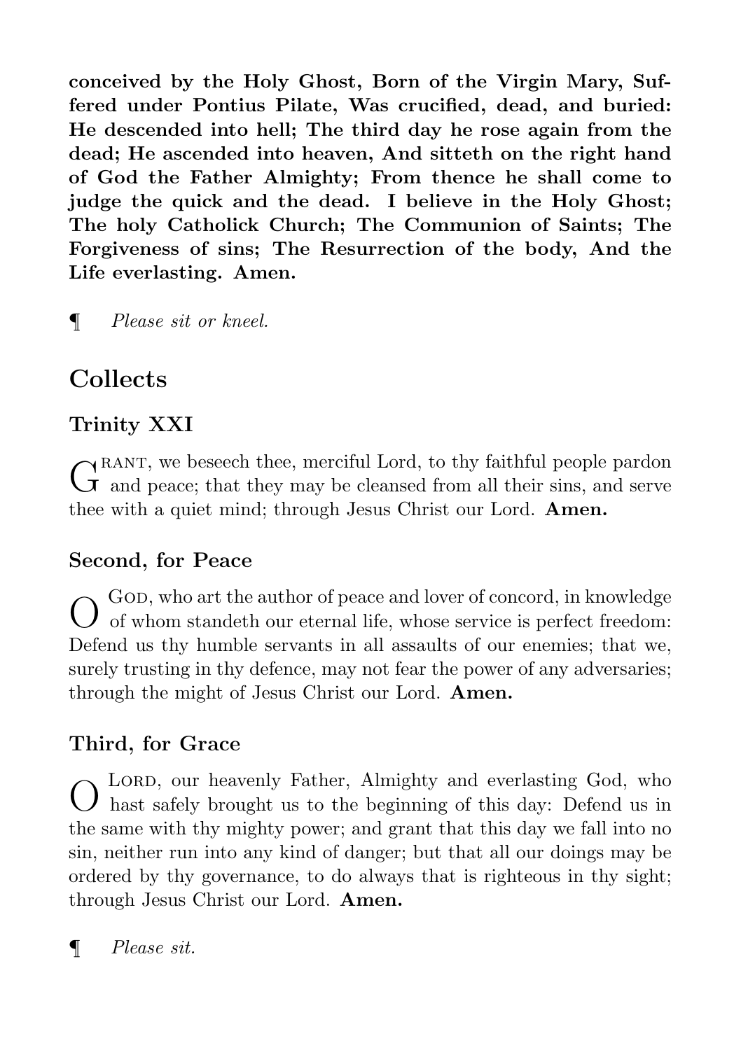**conceived by the Holy Ghost, Born of the Virgin Mary, Suffered under Pontius Pilate, Was crucified, dead, and buried: He descended into hell; The third day he rose again from the dead; He ascended into heaven, And sitteth on the right hand of God the Father Almighty; From thence he shall come to judge the quick and the dead. I believe in the Holy Ghost; The holy Catholick Church; The Communion of Saints; The Forgiveness of sins; The Resurrection of the body, And the Life everlasting. Amen.**

¶ *Please sit or kneel.*

## Collects

### Trinity XXI

Grant, we beseech thee, merciful Lord, to thy faithful people pardon and peace; that they may be cleansed from all their sins, and serve thee with a quiet mind; through Jesus Christ our Lord. **Amen.**

### Second, for Peace

O God, who art the author of peace and lover of concord, in knowledge of whom standeth our eternal life, whose service is perfect freedom: Defend us thy humble servants in all assaults of our enemies; that we, surely trusting in thy defence, may not fear the power of any adversaries; through the might of Jesus Christ our Lord. **Amen.**

### Third, for Grace

O Lord, our heavenly Father, Almighty and everlasting God, who hast safely brought us to the beginning of this day: Defend us in the same with thy mighty power; and grant that this day we fall into no sin, neither run into any kind of danger; but that all our doings may be ordered by thy governance, to do always that is righteous in thy sight; through Jesus Christ our Lord. **Amen.**

¶ *Please sit.*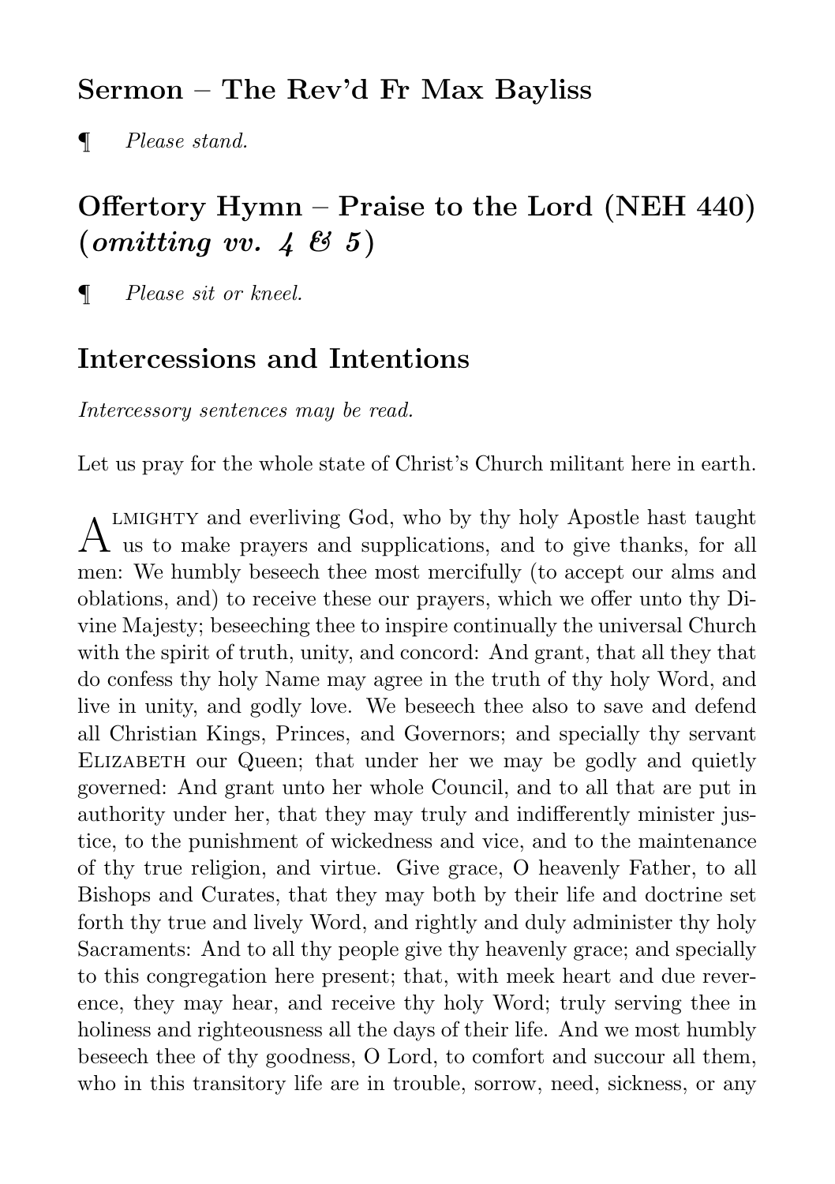## Sermon – The Rev'd Fr Max Bayliss

¶ *Please stand.*

## Offertory Hymn – Praise to the Lord (NEH 440) (*omitting vv. 4 & 5*)

¶ *Please sit or kneel.*

## Intercessions and Intentions

*Intercessory sentences may be read.*

Let us pray for the whole state of Christ's Church militant here in earth.

Almighty and everliving God, who by thy holy Apostle hast taught us to make prayers and supplications, and to give thanks, for all men: We humbly beseech thee most mercifully (to accept our alms and oblations, and) to receive these our prayers, which we offer unto thy Divine Majesty; beseeching thee to inspire continually the universal Church with the spirit of truth, unity, and concord: And grant, that all they that do confess thy holy Name may agree in the truth of thy holy Word, and live in unity, and godly love. We beseech thee also to save and defend all Christian Kings, Princes, and Governors; and specially thy servant Elizabeth our Queen; that under her we may be godly and quietly governed: And grant unto her whole Council, and to all that are put in authority under her, that they may truly and indifferently minister justice, to the punishment of wickedness and vice, and to the maintenance of thy true religion, and virtue. Give grace, O heavenly Father, to all Bishops and Curates, that they may both by their life and doctrine set forth thy true and lively Word, and rightly and duly administer thy holy Sacraments: And to all thy people give thy heavenly grace; and specially to this congregation here present; that, with meek heart and due reverence, they may hear, and receive thy holy Word; truly serving thee in holiness and righteousness all the days of their life. And we most humbly beseech thee of thy goodness, O Lord, to comfort and succour all them, who in this transitory life are in trouble, sorrow, need, sickness, or any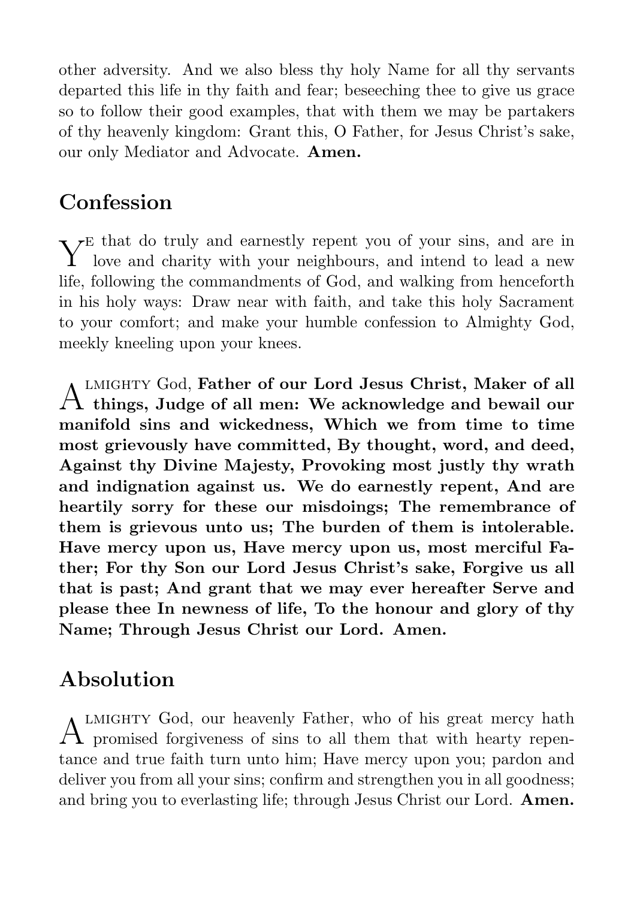other adversity. And we also bless thy holy Name for all thy servants departed this life in thy faith and fear; beseeching thee to give us grace so to follow their good examples, that with them we may be partakers of thy heavenly kingdom: Grant this, O Father, for Jesus Christ's sake, our only Mediator and Advocate. **Amen.**

## Confession

Ye that do truly and earnestly repent you of your sins, and are in love and charity with your neighbours, and intend to lead a new life, following the commandments of God, and walking from henceforth in his holy ways: Draw near with faith, and take this holy Sacrament to your comfort; and make your humble confession to Almighty God, meekly kneeling upon your knees.

Almighty God, **Father of our Lord Jesus Christ, Maker of all things, Judge of all men: We acknowledge and bewail our manifold sins and wickedness, Which we from time to time most grievously have committed, By thought, word, and deed, Against thy Divine Majesty, Provoking most justly thy wrath and indignation against us. We do earnestly repent, And are heartily sorry for these our misdoings; The remembrance of them is grievous unto us; The burden of them is intolerable. Have mercy upon us, Have mercy upon us, most merciful Father; For thy Son our Lord Jesus Christ's sake, Forgive us all that is past; And grant that we may ever hereafter Serve and please thee In newness of life, To the honour and glory of thy Name; Through Jesus Christ our Lord. Amen.**

## Absolution

Almighty God, our heavenly Father, who of his great mercy hath promised forgiveness of sins to all them that with hearty repentance and true faith turn unto him; Have mercy upon you; pardon and deliver you from all your sins; confirm and strengthen you in all goodness; and bring you to everlasting life; through Jesus Christ our Lord. **Amen.**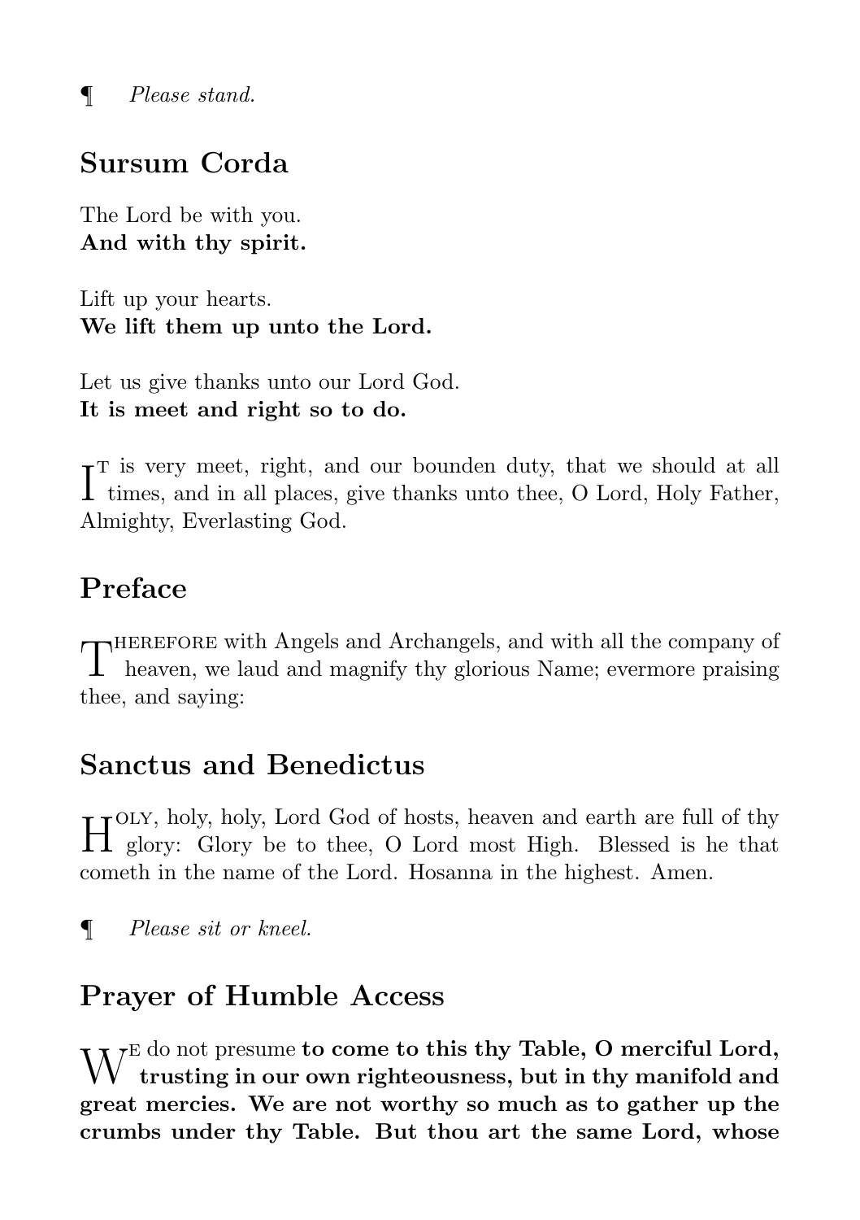¶ *Please stand.*

## Sursum Corda

The Lord be with you.
**And with thy spirit.**

Lift up your hearts.
**We lift them up unto the Lord.**

Let us give thanks unto our Lord God.
**It is meet and right so to do.**

It is very meet, right, and our bounden duty, that we should at all times, and in all places, give thanks unto thee, O Lord, Holy Father, Almighty, Everlasting God.

## Preface

Therefore with Angels and Archangels, and with all the company of heaven, we laud and magnify thy glorious Name; evermore praising thee, and saying:

## Sanctus and Benedictus

Holy, holy, holy, Lord God of hosts, heaven and earth are full of thy glory: Glory be to thee, O Lord most High. Blessed is he that cometh in the name of the Lord. Hosanna in the highest. Amen.

¶ *Please sit or kneel.*

## Prayer of Humble Access

We do not presume **to come to this thy Table, O merciful Lord, trusting in our own righteousness, but in thy manifold and great mercies. We are not worthy so much as to gather up the crumbs under thy Table. But thou art the same Lord, whose**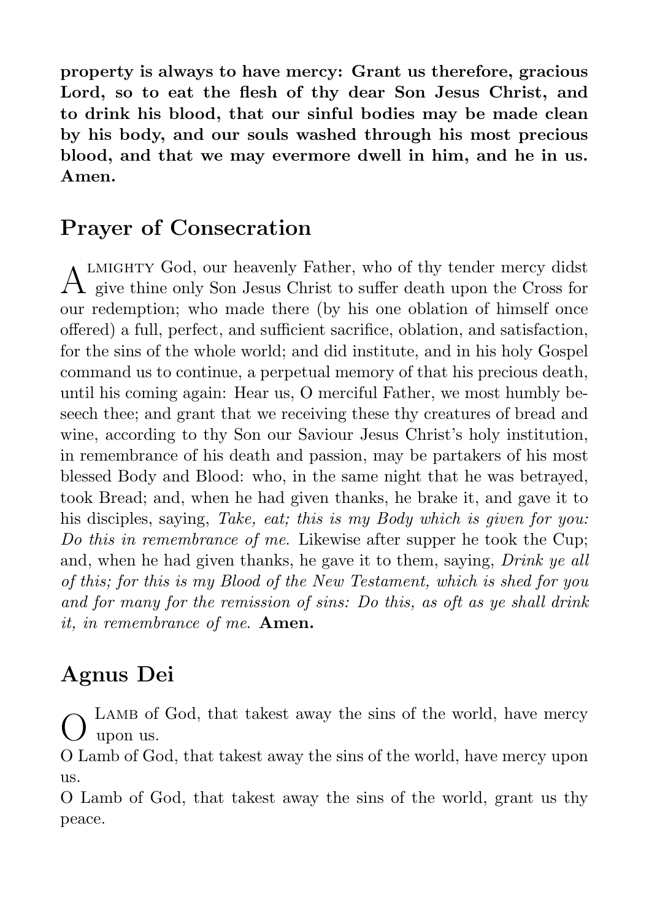**property is always to have mercy: Grant us therefore, gracious Lord, so to eat the flesh of thy dear Son Jesus Christ, and to drink his blood, that our sinful bodies may be made clean by his body, and our souls washed through his most precious blood, and that we may evermore dwell in him, and he in us. Amen.**

## Prayer of Consecration

Almighty God, our heavenly Father, who of thy tender mercy didst give thine only Son Jesus Christ to suffer death upon the Cross for our redemption; who made there (by his one oblation of himself once offered) a full, perfect, and sufficient sacrifice, oblation, and satisfaction, for the sins of the whole world; and did institute, and in his holy Gospel command us to continue, a perpetual memory of that his precious death, until his coming again: Hear us, O merciful Father, we most humbly beseech thee; and grant that we receiving these thy creatures of bread and wine, according to thy Son our Saviour Jesus Christ's holy institution, in remembrance of his death and passion, may be partakers of his most blessed Body and Blood: who, in the same night that he was betrayed, took Bread; and, when he had given thanks, he brake it, and gave it to his disciples, saying, *Take, eat; this is my Body which is given for you: Do this in remembrance of me.* Likewise after supper he took the Cup; and, when he had given thanks, he gave it to them, saying, *Drink ye all of this; for this is my Blood of the New Testament, which is shed for you and for many for the remission of sins: Do this, as oft as ye shall drink it, in remembrance of me.* **Amen.**

## Agnus Dei

O Lamb of God, that takest away the sins of the world, have mercy upon us.
O Lamb of God, that takest away the sins of the world, have mercy upon us.
O Lamb of God, that takest away the sins of the world, grant us thy peace.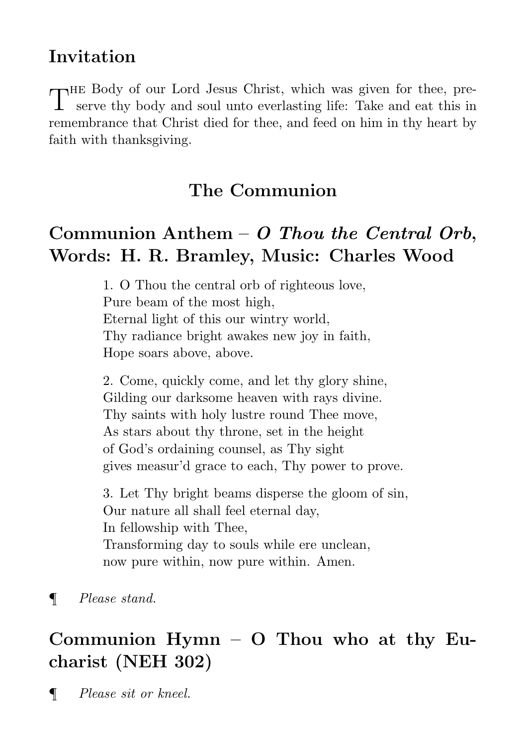## Invitation

The Body of our Lord Jesus Christ, which was given for thee, preserve thy body and soul unto everlasting life: Take and eat this in remembrance that Christ died for thee, and feed on him in thy heart by faith with thanksgiving.

# The Communion

## Communion Anthem – *O Thou the Central Orb*, Words: H. R. Bramley, Music: Charles Wood

1. O Thou the central orb of righteous love,
Pure beam of the most high,
Eternal light of this our wintry world,
Thy radiance bright awakes new joy in faith,
Hope soars above, above.

2. Come, quickly come, and let thy glory shine,
Gilding our darksome heaven with rays divine.
Thy saints with holy lustre round Thee move,
As stars about thy throne, set in the height
of God's ordaining counsel, as Thy sight
gives measur'd grace to each, Thy power to prove.

3. Let Thy bright beams disperse the gloom of sin,
Our nature all shall feel eternal day,
In fellowship with Thee,
Transforming day to souls while ere unclean,
now pure within, now pure within. Amen.

¶ *Please stand.*

## Communion Hymn – O Thou who at thy Eucharist (NEH 302)

¶ *Please sit or kneel.*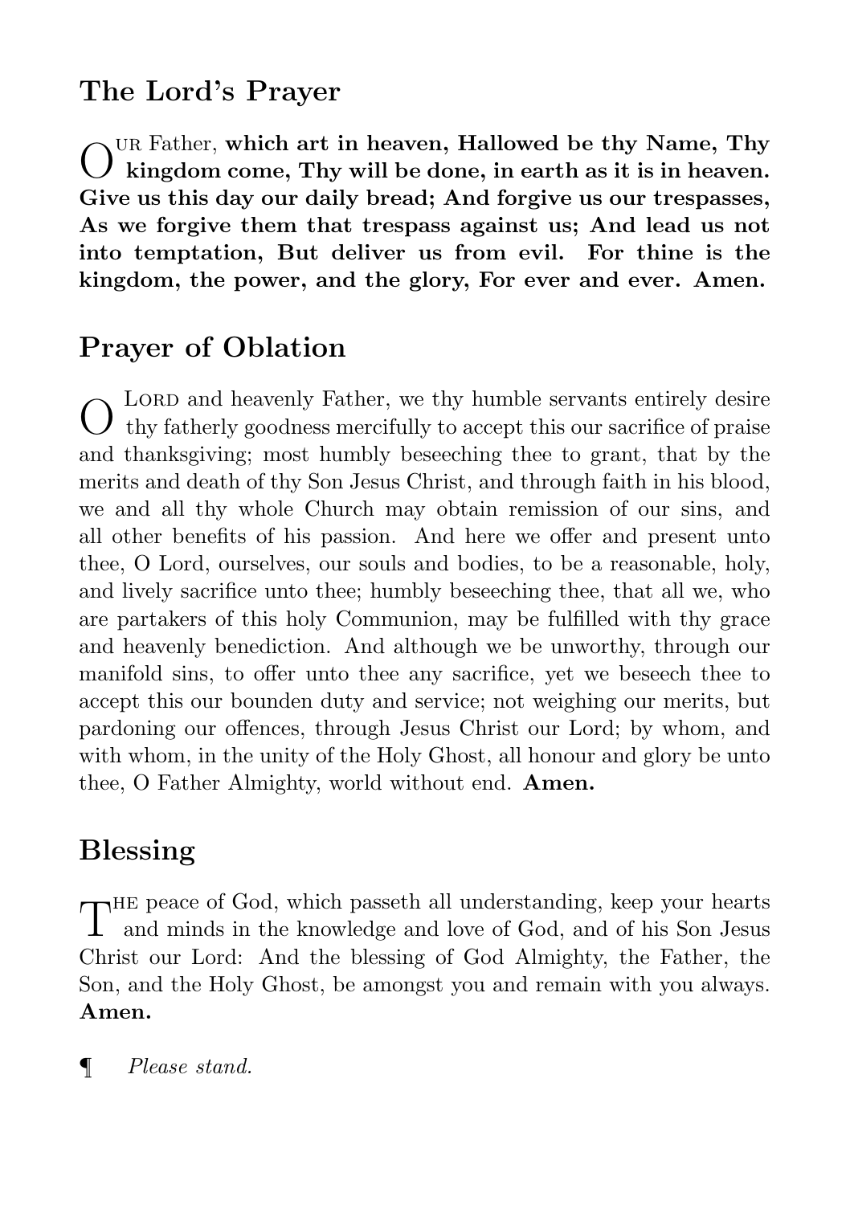## The Lord's Prayer

OUR Father, **which art in heaven, Hallowed be thy Name, Thy kingdom come, Thy will be done, in earth as it is in heaven. Give us this day our daily bread; And forgive us our trespasses, As we forgive them that trespass against us; And lead us not into temptation, But deliver us from evil. For thine is the kingdom, the power, and the glory, For ever and ever. Amen.**

## Prayer of Oblation

O LORD and heavenly Father, we thy humble servants entirely desire thy fatherly goodness mercifully to accept this our sacrifice of praise and thanksgiving; most humbly beseeching thee to grant, that by the merits and death of thy Son Jesus Christ, and through faith in his blood, we and all thy whole Church may obtain remission of our sins, and all other benefits of his passion. And here we offer and present unto thee, O Lord, ourselves, our souls and bodies, to be a reasonable, holy, and lively sacrifice unto thee; humbly beseeching thee, that all we, who are partakers of this holy Communion, may be fulfilled with thy grace and heavenly benediction. And although we be unworthy, through our manifold sins, to offer unto thee any sacrifice, yet we beseech thee to accept this our bounden duty and service; not weighing our merits, but pardoning our offences, through Jesus Christ our Lord; by whom, and with whom, in the unity of the Holy Ghost, all honour and glory be unto thee, O Father Almighty, world without end. **Amen.**

## Blessing

THE peace of God, which passeth all understanding, keep your hearts and minds in the knowledge and love of God, and of his Son Jesus Christ our Lord: And the blessing of God Almighty, the Father, the Son, and the Holy Ghost, be amongst you and remain with you always. **Amen.**

¶ *Please stand.*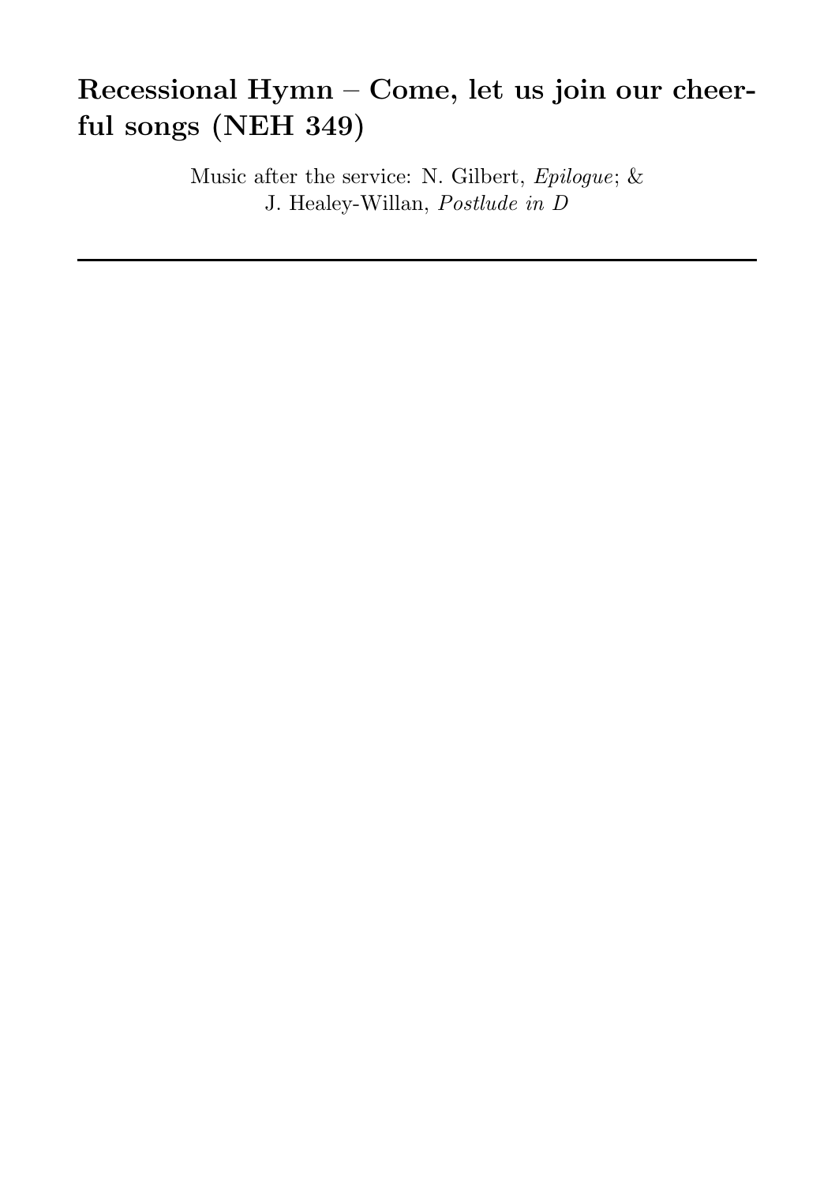## Recessional Hymn – Come, let us join our cheerful songs (NEH 349)

Music after the service: N. Gilbert, *Epilogue*; & J. Healey-Willan, *Postlude in D*

---